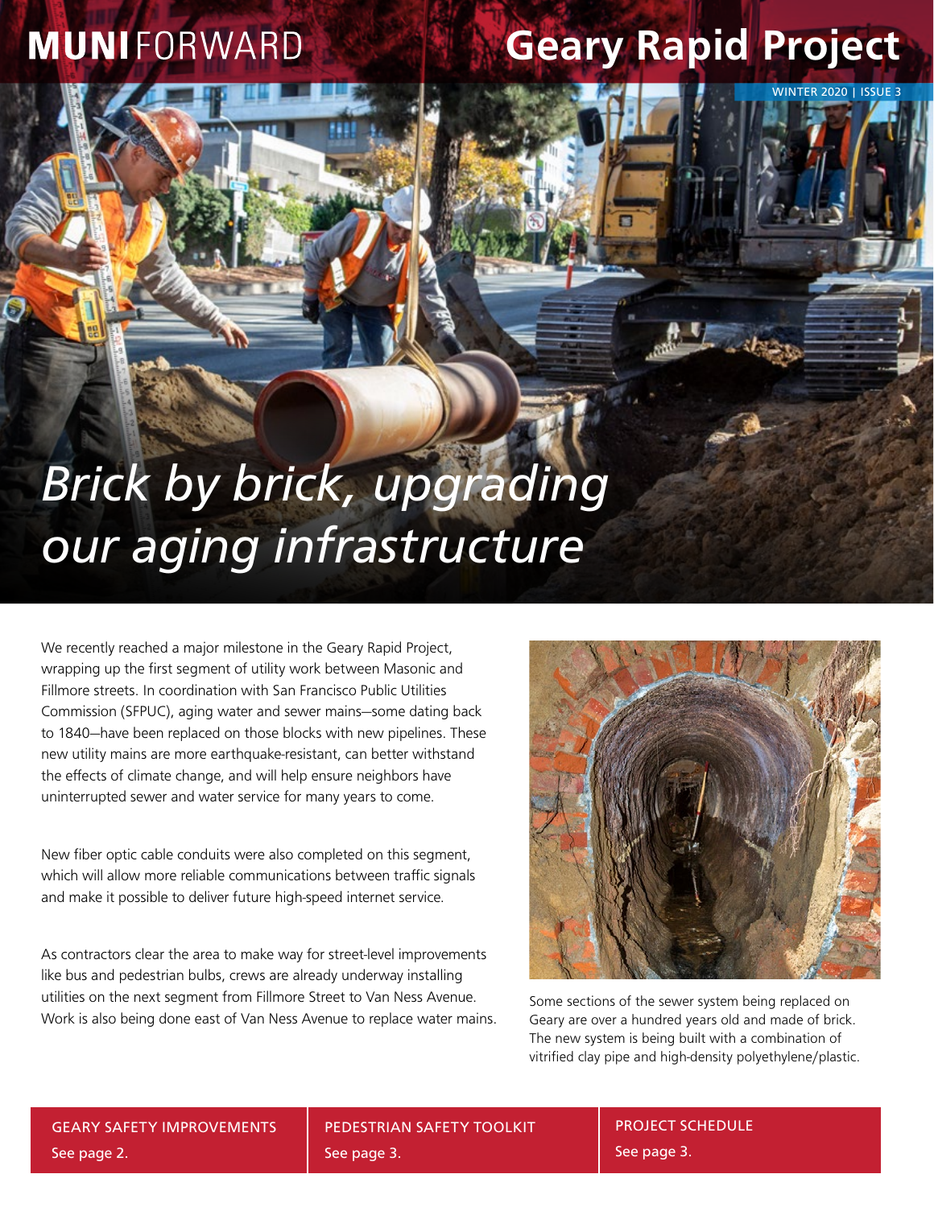**MUNI**FORWARD

# Geary Rapid Project

WINTER 2020 | ISSUE 3

## *Brick by brick, upgrading our aging infrastructure*

We recently reached a major milestone in the Geary Rapid Project, wrapping up the first segment of utility work between Masonic and Fillmore streets. In coordination with San Francisco Public Utilities Commission (SFPUC), aging water and sewer mains—some dating back to 1840—have been replaced on those blocks with new pipelines. These new utility mains are more earthquake-resistant, can better withstand the effects of climate change, and will help ensure neighbors have uninterrupted sewer and water service for many years to come.

New fiber optic cable conduits were also completed on this segment, which will allow more reliable communications between traffic signals and make it possible to deliver future high-speed internet service.

As contractors clear the area to make way for street-level improvements like bus and pedestrian bulbs, crews are already underway installing utilities on the next segment from Fillmore Street to Van Ness Avenue. Work is also being done east of Van Ness Avenue to replace water mains.

Some sections of the sewer system being replaced on Geary are over a hundred years old and made of brick. The new system is being built with a combination of vitrified clay pipe and high-density polyethylene/plastic.

GEARY SAFETY IMPROVEMENTS
See page 2.

PEDESTRIAN SAFETY TOOLKIT
See page 3.

PROJECT SCHEDULE
See page 3.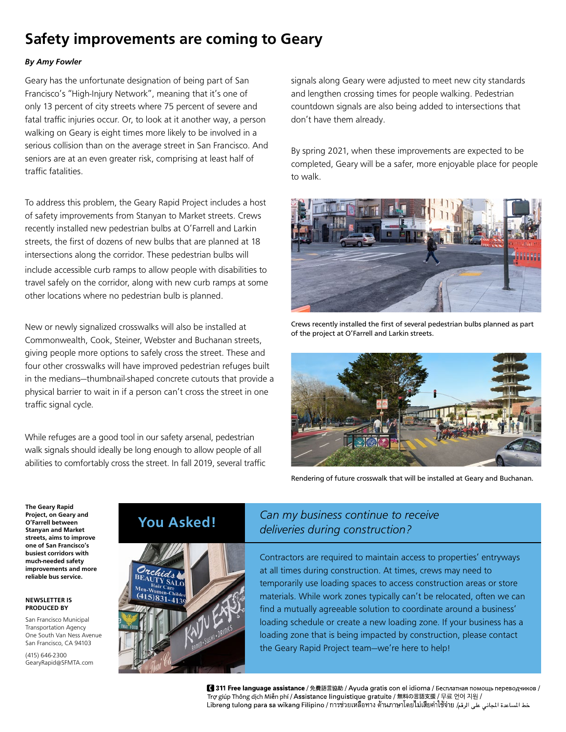# Safety improvements are coming to Geary

***By Amy Fowler***

Geary has the unfortunate designation of being part of San Francisco's "High-Injury Network", meaning that it's one of only 13 percent of city streets where 75 percent of severe and fatal traffic injuries occur. Or, to look at it another way, a person walking on Geary is eight times more likely to be involved in a serious collision than on the average street in San Francisco. And seniors are at an even greater risk, comprising at least half of traffic fatalities.

To address this problem, the Geary Rapid Project includes a host of safety improvements from Stanyan to Market streets. Crews recently installed new pedestrian bulbs at O'Farrell and Larkin streets, the first of dozens of new bulbs that are planned at 18 intersections along the corridor. These pedestrian bulbs will include accessible curb ramps to allow people with disabilities to travel safely on the corridor, along with new curb ramps at some other locations where no pedestrian bulb is planned.

New or newly signalized crosswalks will also be installed at Commonwealth, Cook, Steiner, Webster and Buchanan streets, giving people more options to safely cross the street. These and four other crosswalks will have improved pedestrian refuges built in the medians—thumbnail-shaped concrete cutouts that provide a physical barrier to wait in if a person can't cross the street in one traffic signal cycle.

While refuges are a good tool in our safety arsenal, pedestrian walk signals should ideally be long enough to allow people of all abilities to comfortably cross the street. In fall 2019, several traffic signals along Geary were adjusted to meet new city standards and lengthen crossing times for people walking. Pedestrian countdown signals are also being added to intersections that don't have them already.

By spring 2021, when these improvements are expected to be completed, Geary will be a safer, more enjoyable place for people to walk.

Crews recently installed the first of several pedestrian bulbs planned as part of the project at O'Farrell and Larkin streets.

Rendering of future crosswalk that will be installed at Geary and Buchanan.

**The Geary Rapid Project, on Geary and O'Farrell between Stanyan and Market streets, aims to improve one of San Francisco's busiest corridors with much-needed safety improvements and more reliable bus service.**

**NEWSLETTER IS PRODUCED BY**

San Francisco Municipal Transportation Agency
One South Van Ness Avenue
San Francisco, CA 94103

(415) 646-2300
GearyRapid@SFMTA.com

## You Asked!

*Can my business continue to receive deliveries during construction?*

Contractors are required to maintain access to properties' entryways at all times during construction. At times, crews may need to temporarily use loading spaces to access construction areas or store materials. While work zones typically can't be relocated, often we can find a mutually agreeable solution to coordinate around a business' loading schedule or create a new loading zone. If your business has a loading zone that is being impacted by construction, please contact the Geary Rapid Project team—we're here to help!

**311 Free language assistance** / 免費語言協助 / Ayuda gratis con el idioma / Бесплатная помощь переводчиков / Trợ giúp Thông dịch Miễn phí / Assistance linguistique gratuite / 無料の言語支援 / 무료 언어 지원 / Libreng tulong para sa wikang Filipino / การช่วยเหลือทางด้านภาษาโดยไม่เสียค่าใช้จ่าย / خط المساعدة المجاني على الرقم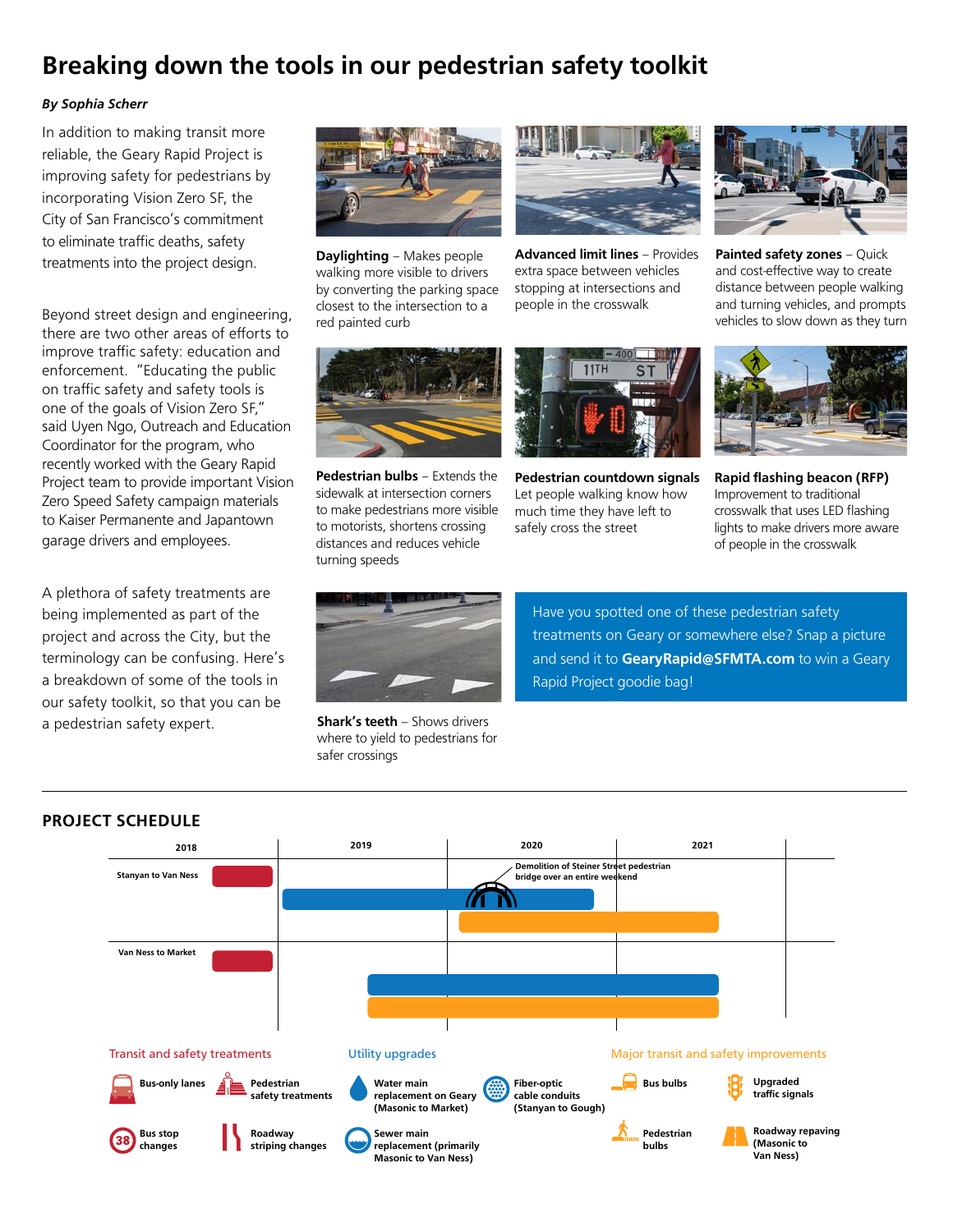# Breaking down the tools in our pedestrian safety toolkit

***By Sophia Scherr***

In addition to making transit more reliable, the Geary Rapid Project is improving safety for pedestrians by incorporating Vision Zero SF, the City of San Francisco's commitment to eliminate traffic deaths, safety treatments into the project design.

Beyond street design and engineering, there are two other areas of efforts to improve traffic safety: education and enforcement. "Educating the public on traffic safety and safety tools is one of the goals of Vision Zero SF," said Uyen Ngo, Outreach and Education Coordinator for the program, who recently worked with the Geary Rapid Project team to provide important Vision Zero Speed Safety campaign materials to Kaiser Permanente and Japantown garage drivers and employees.

A plethora of safety treatments are being implemented as part of the project and across the City, but the terminology can be confusing. Here's a breakdown of some of the tools in our safety toolkit, so that you can be a pedestrian safety expert.

**Daylighting** – Makes people walking more visible to drivers by converting the parking space closest to the intersection to a red painted curb

**Advanced limit lines** – Provides extra space between vehicles stopping at intersections and people in the crosswalk

**Painted safety zones** – Quick and cost-effective way to create distance between people walking and turning vehicles, and prompts vehicles to slow down as they turn

**Pedestrian bulbs** – Extends the sidewalk at intersection corners to make pedestrians more visible to motorists, shortens crossing distances and reduces vehicle turning speeds

**Pedestrian countdown signals** Let people walking know how much time they have left to safely cross the street

**Rapid flashing beacon (RFP)** Improvement to traditional crosswalk that uses LED flashing lights to make drivers more aware of people in the crosswalk

**Shark's teeth** – Shows drivers where to yield to pedestrians for safer crossings

Have you spotted one of these pedestrian safety treatments on Geary or somewhere else? Snap a picture and send it to **GearyRapid@SFMTA.com** to win a Geary Rapid Project goodie bag!

## PROJECT SCHEDULE

2018 | 2019 | 2020 | 2021

**Stanyan to Van Ness**

Demolition of Steiner Street pedestrian bridge over an entire weekend

**Van Ness to Market**

**Transit and safety treatments**
- Bus-only lanes
- Pedestrian safety treatments
- Bus stop changes
- Roadway striping changes

**Utility upgrades**
- Water main replacement on Geary (Masonic to Market)
- Fiber-optic cable conduits (Stanyan to Gough)
- Sewer main replacement (primarily Masonic to Van Ness)

**Major transit and safety improvements**
- Bus bulbs
- Upgraded traffic signals
- Pedestrian bulbs
- Roadway repaving (Masonic to Van Ness)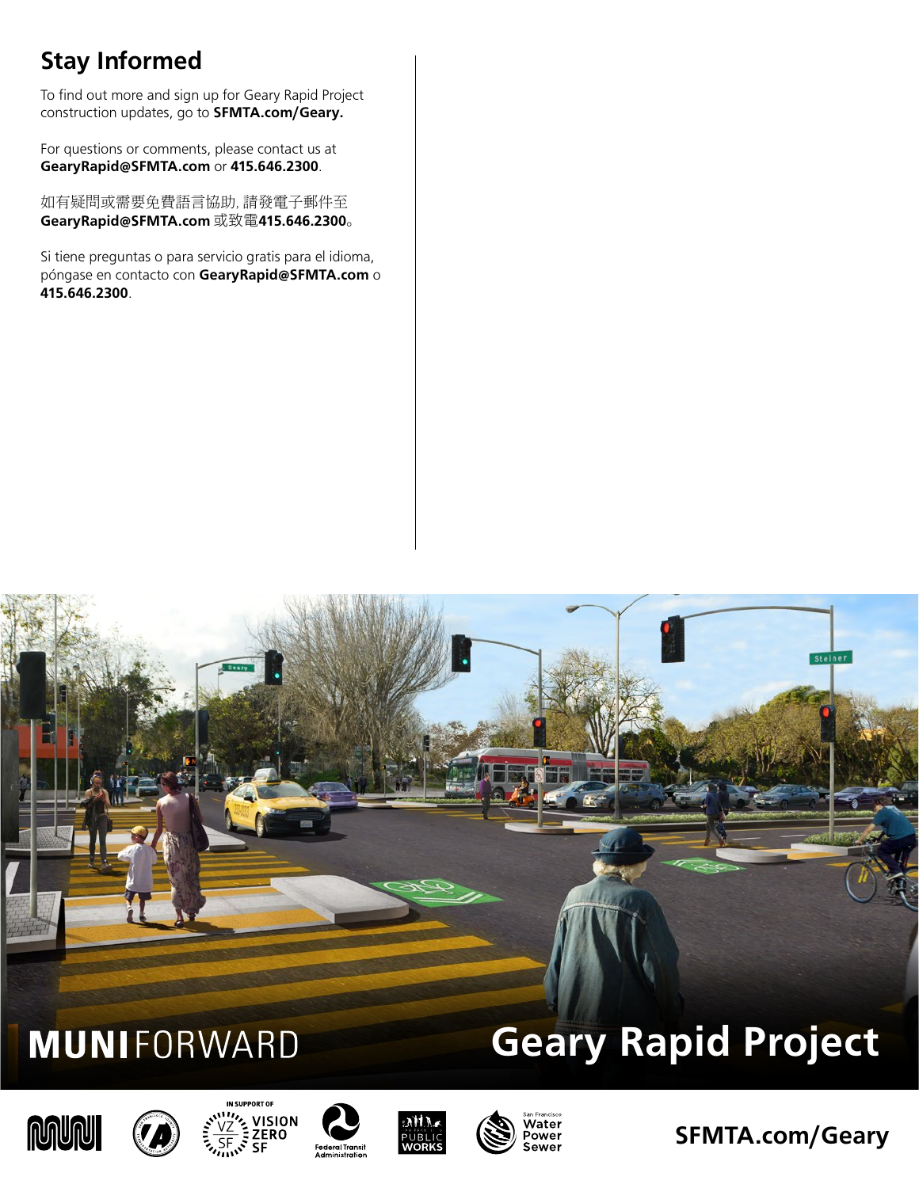## Stay Informed

To find out more and sign up for Geary Rapid Project construction updates, go to **SFMTA.com/Geary.**

For questions or comments, please contact us at **GearyRapid@SFMTA.com** or **415.646.2300**.

如有疑問或需要免費語言協助, 請發電子郵件至 **GearyRapid@SFMTA.com** 或致電**415.646.2300**。

Si tiene preguntas o para servicio gratis para el idioma, póngase en contacto con **GearyRapid@SFMTA.com** o **415.646.2300**.

**MUNI**FORWARD

# Geary Rapid Project

**SFMTA.com/Geary**